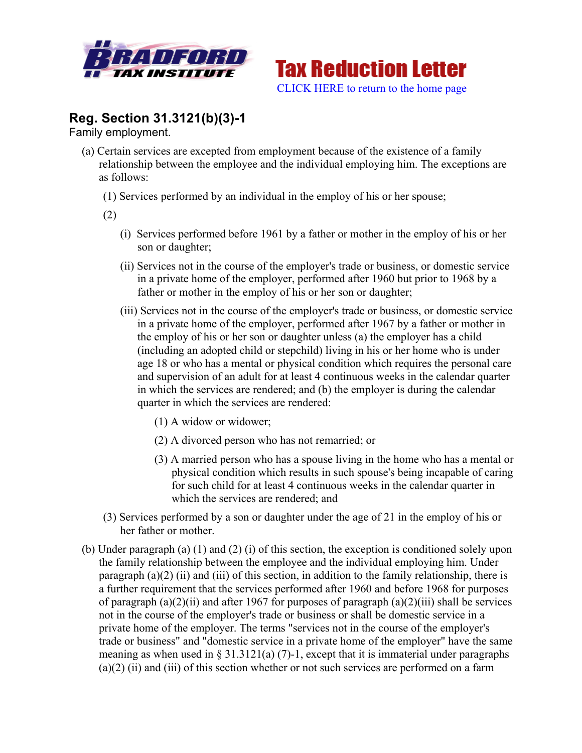# Tax Reduction Letter

CLICK HERE to return to the home page

## Reg. Section 31.3121(b)(3)-1

Family employment.

(a) Certain services are excepted from employment because of the existence of a family relationship between the employee and the individual employing him. The exceptions are as follows:

(1) Services performed by an individual in the employ of his or her spouse;

(2)

(i) Services performed before 1961 by a father or mother in the employ of his or her son or daughter;

(ii) Services not in the course of the employer's trade or business, or domestic service in a private home of the employer, performed after 1960 but prior to 1968 by a father or mother in the employ of his or her son or daughter;

(iii) Services not in the course of the employer's trade or business, or domestic service in a private home of the employer, performed after 1967 by a father or mother in the employ of his or her son or daughter unless (a) the employer has a child (including an adopted child or stepchild) living in his or her home who is under age 18 or who has a mental or physical condition which requires the personal care and supervision of an adult for at least 4 continuous weeks in the calendar quarter in which the services are rendered; and (b) the employer is during the calendar quarter in which the services are rendered:

(1) A widow or widower;

(2) A divorced person who has not remarried; or

(3) A married person who has a spouse living in the home who has a mental or physical condition which results in such spouse's being incapable of caring for such child for at least 4 continuous weeks in the calendar quarter in which the services are rendered; and

(3) Services performed by a son or daughter under the age of 21 in the employ of his or her father or mother.

(b) Under paragraph (a) (1) and (2) (i) of this section, the exception is conditioned solely upon the family relationship between the employee and the individual employing him. Under paragraph (a)(2) (ii) and (iii) of this section, in addition to the family relationship, there is a further requirement that the services performed after 1960 and before 1968 for purposes of paragraph (a)(2)(ii) and after 1967 for purposes of paragraph (a)(2)(iii) shall be services not in the course of the employer's trade or business or shall be domestic service in a private home of the employer. The terms "services not in the course of the employer's trade or business" and "domestic service in a private home of the employer" have the same meaning as when used in § 31.3121(a) (7)-1, except that it is immaterial under paragraphs (a)(2) (ii) and (iii) of this section whether or not such services are performed on a farm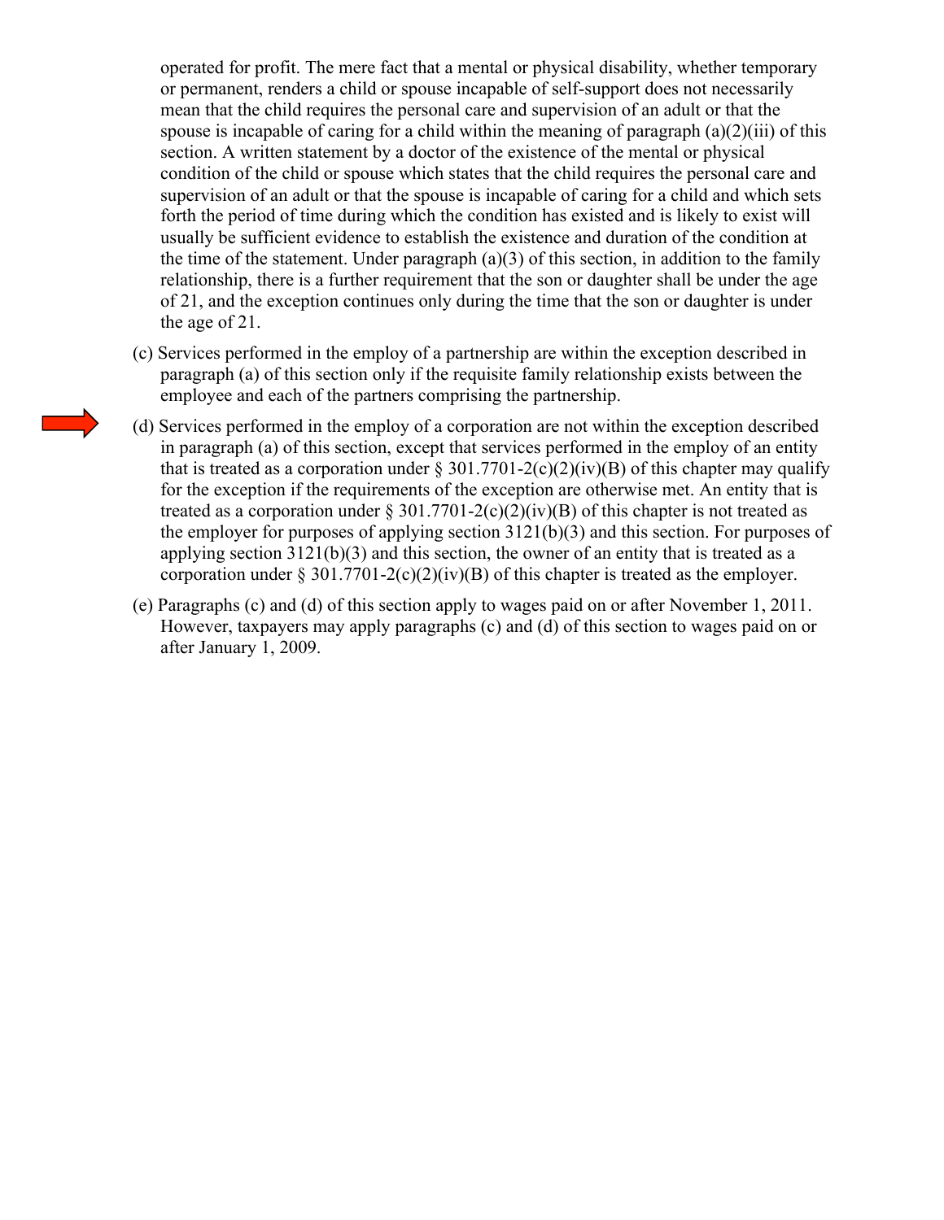operated for profit. The mere fact that a mental or physical disability, whether temporary or permanent, renders a child or spouse incapable of self-support does not necessarily mean that the child requires the personal care and supervision of an adult or that the spouse is incapable of caring for a child within the meaning of paragraph (a)(2)(iii) of this section. A written statement by a doctor of the existence of the mental or physical condition of the child or spouse which states that the child requires the personal care and supervision of an adult or that the spouse is incapable of caring for a child and which sets forth the period of time during which the condition has existed and is likely to exist will usually be sufficient evidence to establish the existence and duration of the condition at the time of the statement. Under paragraph (a)(3) of this section, in addition to the family relationship, there is a further requirement that the son or daughter shall be under the age of 21, and the exception continues only during the time that the son or daughter is under the age of 21.

(c) Services performed in the employ of a partnership are within the exception described in paragraph (a) of this section only if the requisite family relationship exists between the employee and each of the partners comprising the partnership.

(d) Services performed in the employ of a corporation are not within the exception described in paragraph (a) of this section, except that services performed in the employ of an entity that is treated as a corporation under § 301.7701-2(c)(2)(iv)(B) of this chapter may qualify for the exception if the requirements of the exception are otherwise met. An entity that is treated as a corporation under § 301.7701-2(c)(2)(iv)(B) of this chapter is not treated as the employer for purposes of applying section 3121(b)(3) and this section. For purposes of applying section 3121(b)(3) and this section, the owner of an entity that is treated as a corporation under § 301.7701-2(c)(2)(iv)(B) of this chapter is treated as the employer.

(e) Paragraphs (c) and (d) of this section apply to wages paid on or after November 1, 2011. However, taxpayers may apply paragraphs (c) and (d) of this section to wages paid on or after January 1, 2009.